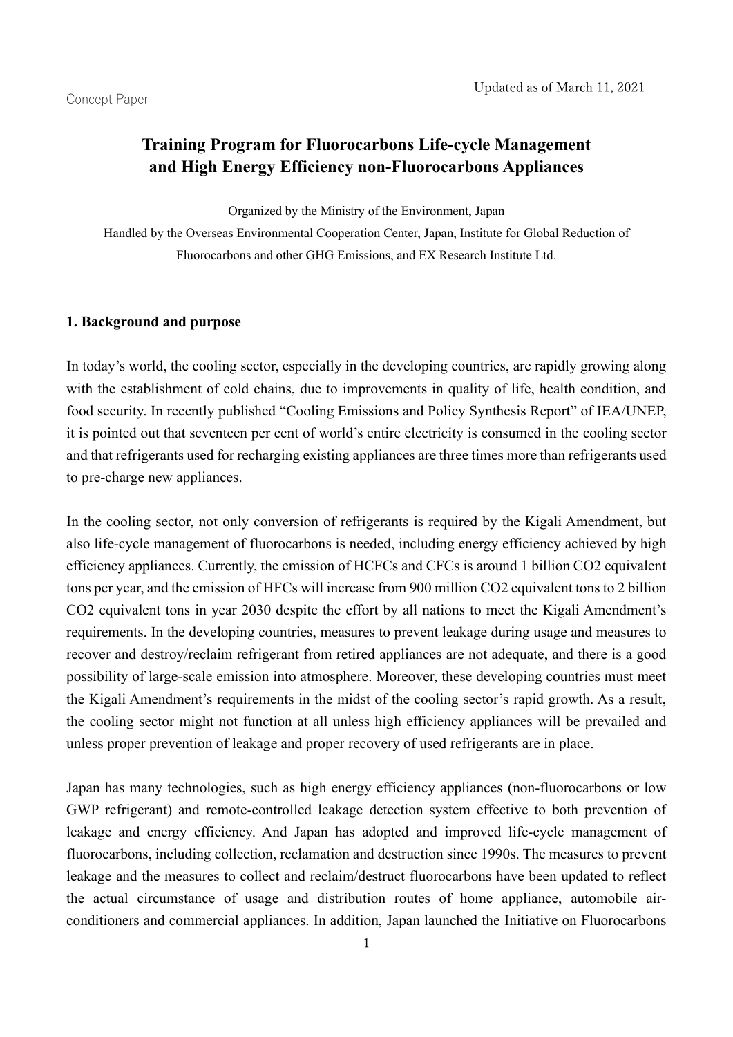Concept Paper

Updated as of March 11, 2021

# Training Program for Fluorocarbons Life-cycle Management and High Energy Efficiency non-Fluorocarbons Appliances

Organized by the Ministry of the Environment, Japan

Handled by the Overseas Environmental Cooperation Center, Japan, Institute for Global Reduction of Fluorocarbons and other GHG Emissions, and EX Research Institute Ltd.

## 1. Background and purpose

In today's world, the cooling sector, especially in the developing countries, are rapidly growing along with the establishment of cold chains, due to improvements in quality of life, health condition, and food security. In recently published "Cooling Emissions and Policy Synthesis Report" of IEA/UNEP, it is pointed out that seventeen per cent of world's entire electricity is consumed in the cooling sector and that refrigerants used for recharging existing appliances are three times more than refrigerants used to pre-charge new appliances.

In the cooling sector, not only conversion of refrigerants is required by the Kigali Amendment, but also life-cycle management of fluorocarbons is needed, including energy efficiency achieved by high efficiency appliances. Currently, the emission of HCFCs and CFCs is around 1 billion CO2 equivalent tons per year, and the emission of HFCs will increase from 900 million CO2 equivalent tons to 2 billion CO2 equivalent tons in year 2030 despite the effort by all nations to meet the Kigali Amendment's requirements. In the developing countries, measures to prevent leakage during usage and measures to recover and destroy/reclaim refrigerant from retired appliances are not adequate, and there is a good possibility of large-scale emission into atmosphere. Moreover, these developing countries must meet the Kigali Amendment's requirements in the midst of the cooling sector's rapid growth. As a result, the cooling sector might not function at all unless high efficiency appliances will be prevailed and unless proper prevention of leakage and proper recovery of used refrigerants are in place.

Japan has many technologies, such as high energy efficiency appliances (non-fluorocarbons or low GWP refrigerant) and remote-controlled leakage detection system effective to both prevention of leakage and energy efficiency. And Japan has adopted and improved life-cycle management of fluorocarbons, including collection, reclamation and destruction since 1990s. The measures to prevent leakage and the measures to collect and reclaim/destruct fluorocarbons have been updated to reflect the actual circumstance of usage and distribution routes of home appliance, automobile air-conditioners and commercial appliances. In addition, Japan launched the Initiative on Fluorocarbons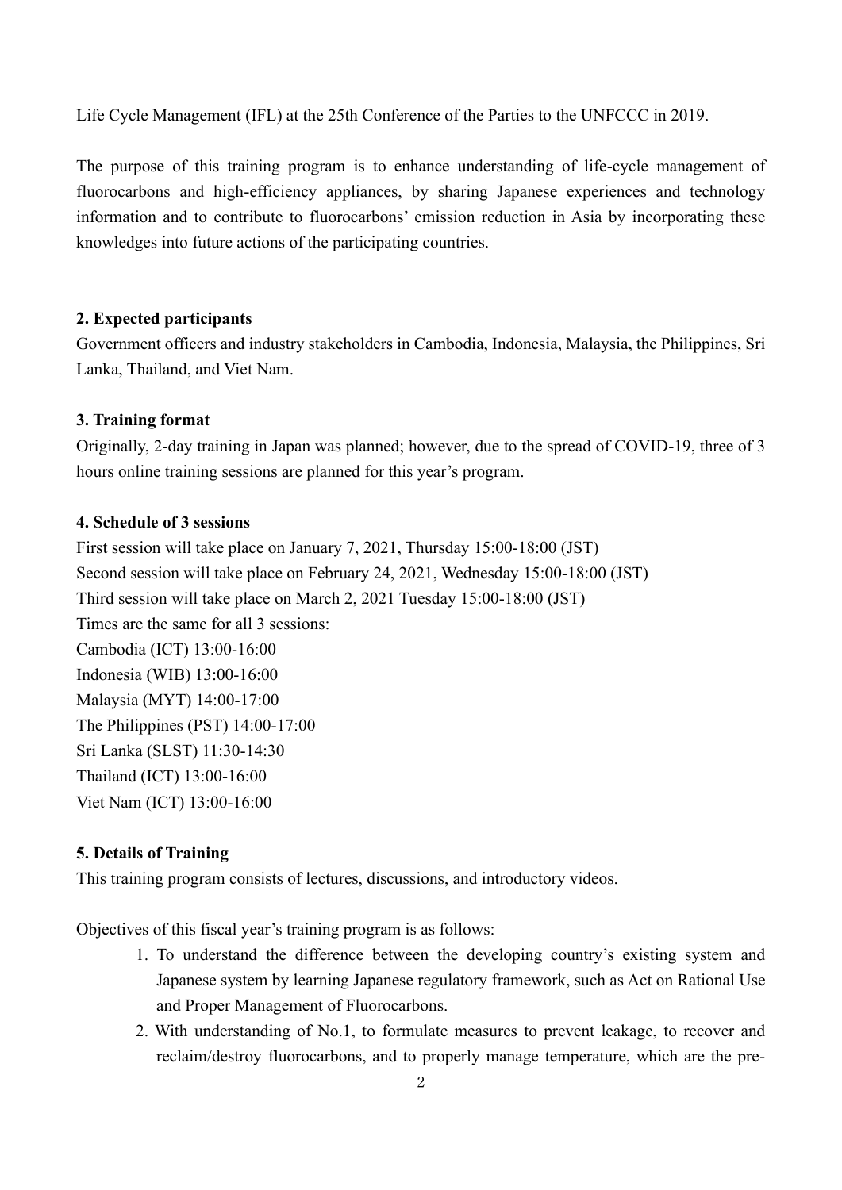Life Cycle Management (IFL) at the 25th Conference of the Parties to the UNFCCC in 2019.

The purpose of this training program is to enhance understanding of life-cycle management of fluorocarbons and high-efficiency appliances, by sharing Japanese experiences and technology information and to contribute to fluorocarbons' emission reduction in Asia by incorporating these knowledges into future actions of the participating countries.

### 2. Expected participants

Government officers and industry stakeholders in Cambodia, Indonesia, Malaysia, the Philippines, Sri Lanka, Thailand, and Viet Nam.

### 3. Training format

Originally, 2-day training in Japan was planned; however, due to the spread of COVID-19, three of 3 hours online training sessions are planned for this year's program.

### 4. Schedule of 3 sessions

First session will take place on January 7, 2021, Thursday 15:00-18:00 (JST)
Second session will take place on February 24, 2021, Wednesday 15:00-18:00 (JST)
Third session will take place on March 2, 2021 Tuesday 15:00-18:00 (JST)
Times are the same for all 3 sessions:
Cambodia (ICT) 13:00-16:00
Indonesia (WIB) 13:00-16:00
Malaysia (MYT) 14:00-17:00
The Philippines (PST) 14:00-17:00
Sri Lanka (SLST) 11:30-14:30
Thailand (ICT) 13:00-16:00
Viet Nam (ICT) 13:00-16:00

### 5. Details of Training

This training program consists of lectures, discussions, and introductory videos.

Objectives of this fiscal year's training program is as follows:

1. To understand the difference between the developing country's existing system and Japanese system by learning Japanese regulatory framework, such as Act on Rational Use and Proper Management of Fluorocarbons.
2. With understanding of No.1, to formulate measures to prevent leakage, to recover and reclaim/destroy fluorocarbons, and to properly manage temperature, which are the pre-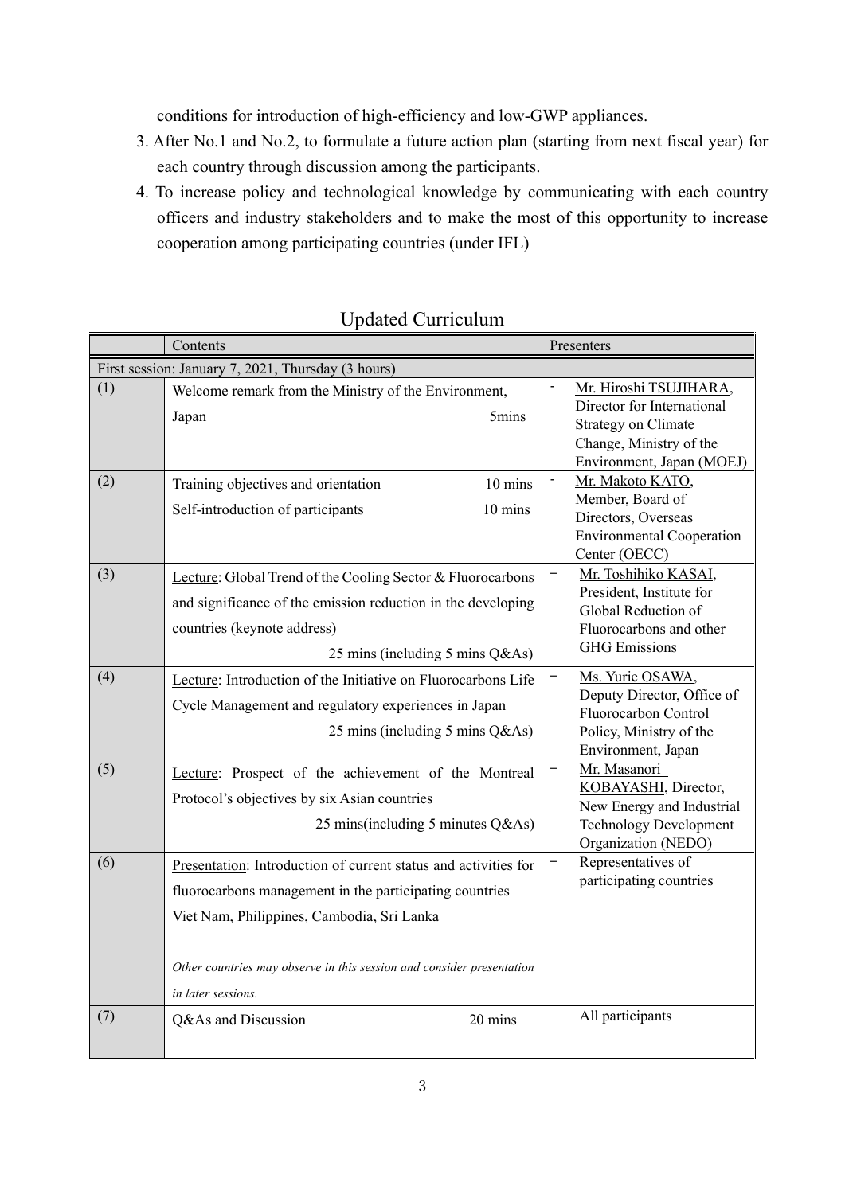conditions for introduction of high-efficiency and low-GWP appliances.

3. After No.1 and No.2, to formulate a future action plan (starting from next fiscal year) for each country through discussion among the participants.
4. To increase policy and technological knowledge by communicating with each country officers and industry stakeholders and to make the most of this opportunity to increase cooperation among participating countries (under IFL)

## Updated Curriculum

| | Contents | Presenters |
|---|---|---|
| First session: January 7, 2021, Thursday (3 hours) | | |
| (1) | Welcome remark from the Ministry of the Environment, Japan 5mins | - Mr. Hiroshi TSUJIHARA, Director for International Strategy on Climate Change, Ministry of the Environment, Japan (MOEJ) |
| (2) | Training objectives and orientation 10 mins<br>Self-introduction of participants 10 mins | - Mr. Makoto KATO, Member, Board of Directors, Overseas Environmental Cooperation Center (OECC) |
| (3) | Lecture: Global Trend of the Cooling Sector & Fluorocarbons and significance of the emission reduction in the developing countries (keynote address)<br>25 mins (including 5 mins Q&As) | − Mr. Toshihiko KASAI, President, Institute for Global Reduction of Fluorocarbons and other GHG Emissions |
| (4) | Lecture: Introduction of the Initiative on Fluorocarbons Life Cycle Management and regulatory experiences in Japan<br>25 mins (including 5 mins Q&As) | − Ms. Yurie OSAWA, Deputy Director, Office of Fluorocarbon Control Policy, Ministry of the Environment, Japan |
| (5) | Lecture: Prospect of the achievement of the Montreal Protocol's objectives by six Asian countries<br>25 mins(including 5 minutes Q&As) | − Mr. Masanori KOBAYASHI, Director, New Energy and Industrial Technology Development Organization (NEDO) |
| (6) | Presentation: Introduction of current status and activities for fluorocarbons management in the participating countries<br>Viet Nam, Philippines, Cambodia, Sri Lanka<br>*Other countries may observe in this session and consider presentation in later sessions.* | − Representatives of participating countries |
| (7) | Q&As and Discussion 20 mins | All participants |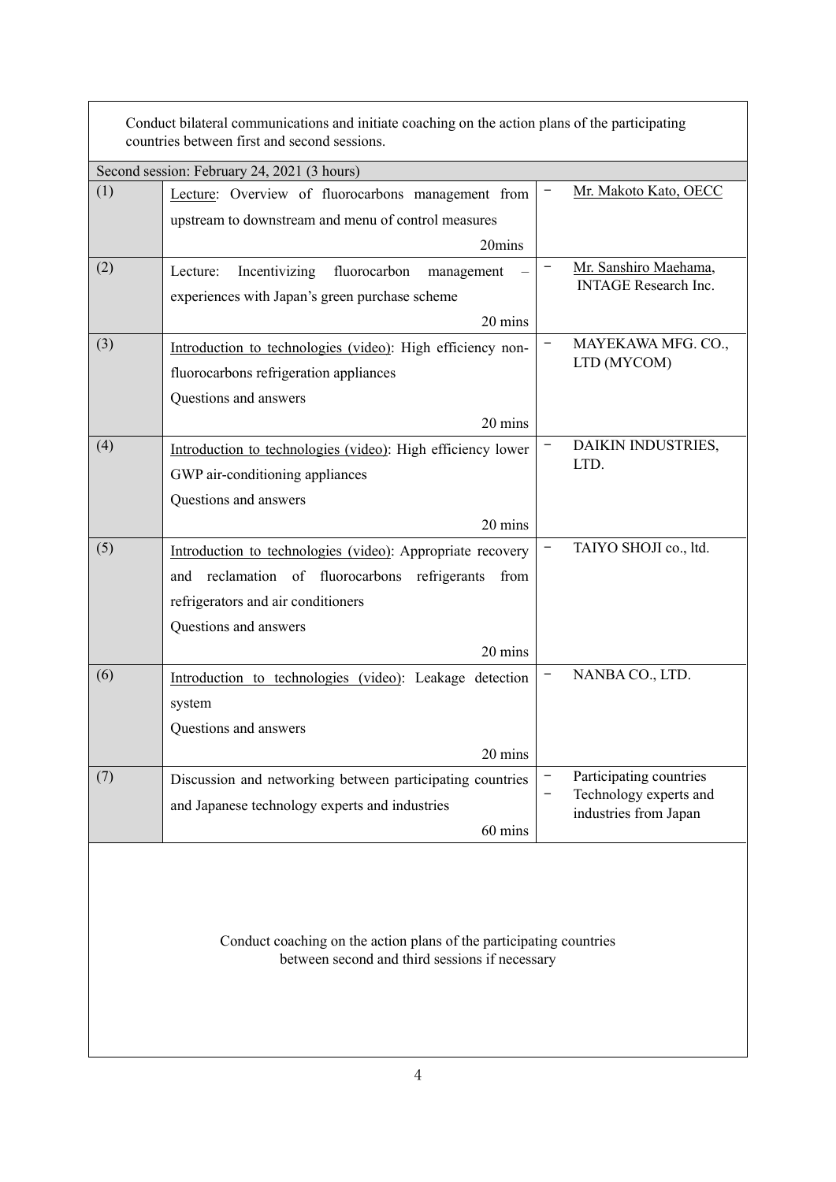Conduct bilateral communications and initiate coaching on the action plans of the participating countries between first and second sessions.

| Second session: February 24, 2021 (3 hours) | | |
|---|---|---|
| (1) | Lecture: Overview of fluorocarbons management from upstream to downstream and menu of control measures<br>20mins | − Mr. Makoto Kato, OECC |
| (2) | Lecture: Incentivizing fluorocarbon management – experiences with Japan's green purchase scheme<br>20 mins | − Mr. Sanshiro Maehama, INTAGE Research Inc. |
| (3) | Introduction to technologies (video): High efficiency non-fluorocarbons refrigeration appliances<br>Questions and answers<br>20 mins | − MAYEKAWA MFG. CO., LTD (MYCOM) |
| (4) | Introduction to technologies (video): High efficiency lower GWP air-conditioning appliances<br>Questions and answers<br>20 mins | − DAIKIN INDUSTRIES, LTD. |
| (5) | Introduction to technologies (video): Appropriate recovery and reclamation of fluorocarbons refrigerants from refrigerators and air conditioners<br>Questions and answers<br>20 mins | − TAIYO SHOJI co., ltd. |
| (6) | Introduction to technologies (video): Leakage detection system<br>Questions and answers<br>20 mins | − NANBA CO., LTD. |
| (7) | Discussion and networking between participating countries and Japanese technology experts and industries<br>60 mins | − Participating countries<br>− Technology experts and industries from Japan |

Conduct coaching on the action plans of the participating countries between second and third sessions if necessary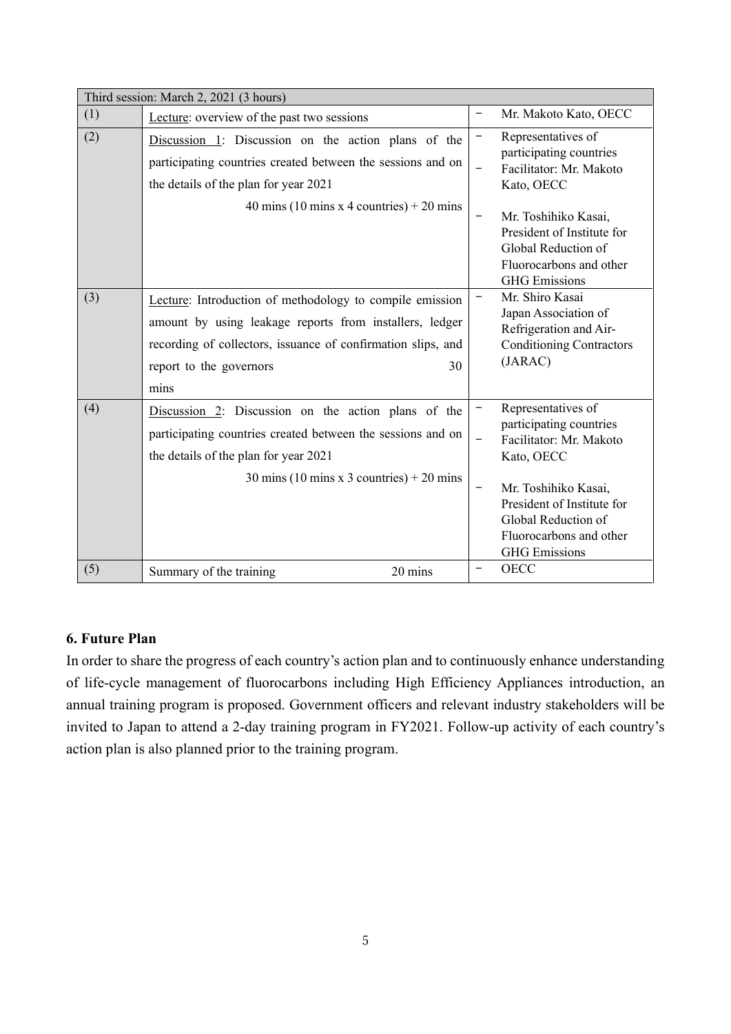| Third session: March 2, 2021 (3 hours) | | |
|---|---|---|
| (1) | Lecture: overview of the past two sessions | − Mr. Makoto Kato, OECC |
| (2) | Discussion 1: Discussion on the action plans of the participating countries created between the sessions and on the details of the plan for year 2021<br>40 mins (10 mins x 4 countries) + 20 mins | − Representatives of participating countries<br>− Facilitator: Mr. Makoto Kato, OECC<br>− Mr. Toshihiko Kasai, President of Institute for Global Reduction of Fluorocarbons and other GHG Emissions |
| (3) | Lecture: Introduction of methodology to compile emission amount by using leakage reports from installers, ledger recording of collectors, issuance of confirmation slips, and report to the governors 30 mins | − Mr. Shiro Kasai Japan Association of Refrigeration and Air-Conditioning Contractors (JARAC) |
| (4) | Discussion 2: Discussion on the action plans of the participating countries created between the sessions and on the details of the plan for year 2021<br>30 mins (10 mins x 3 countries) + 20 mins | − Representatives of participating countries<br>− Facilitator: Mr. Makoto Kato, OECC<br>− Mr. Toshihiko Kasai, President of Institute for Global Reduction of Fluorocarbons and other GHG Emissions |
| (5) | Summary of the training 20 mins | − OECC |

**6. Future Plan**

In order to share the progress of each country's action plan and to continuously enhance understanding of life-cycle management of fluorocarbons including High Efficiency Appliances introduction, an annual training program is proposed. Government officers and relevant industry stakeholders will be invited to Japan to attend a 2-day training program in FY2021. Follow-up activity of each country's action plan is also planned prior to the training program.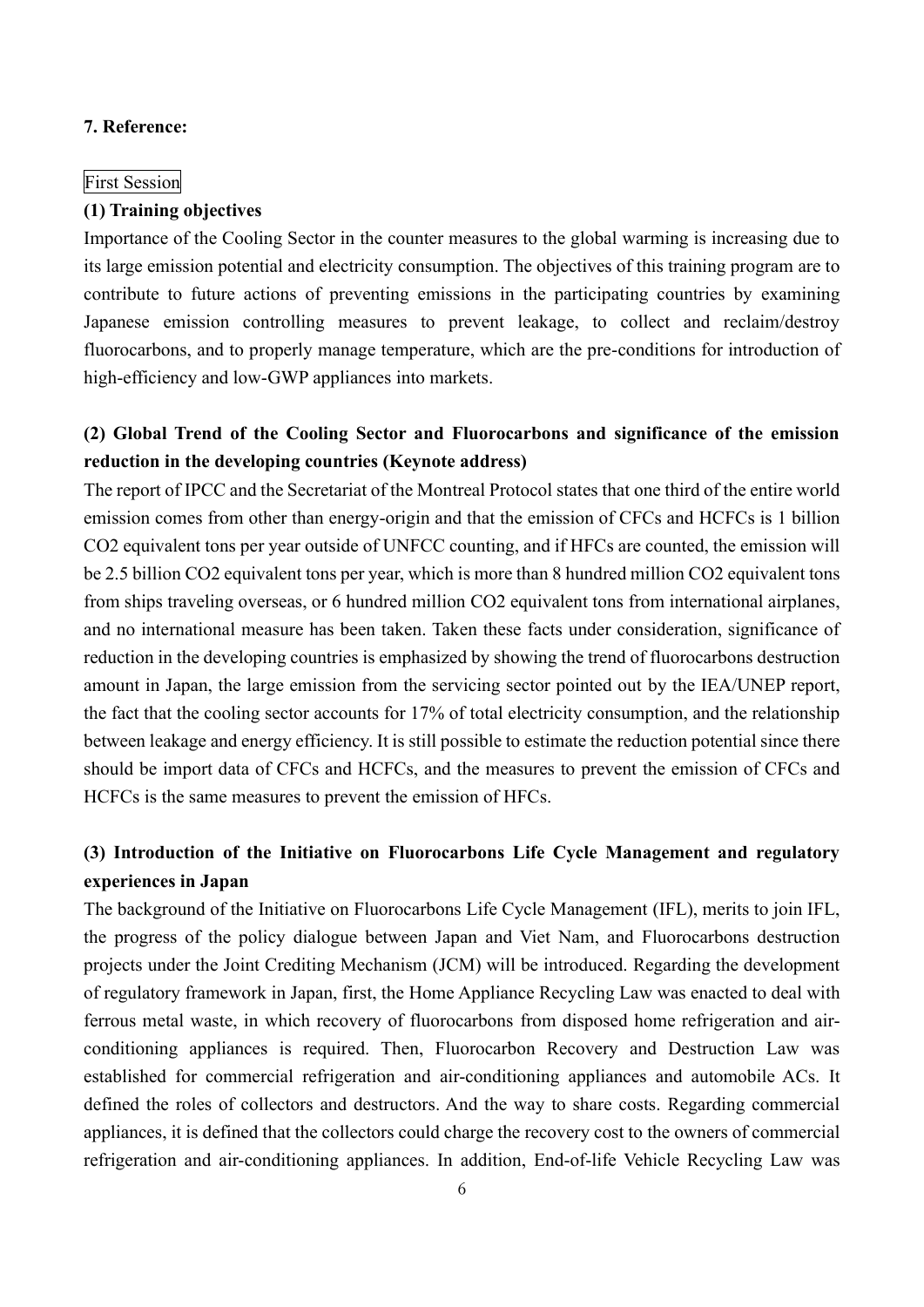**7. Reference:**

First Session

**(1) Training objectives**

Importance of the Cooling Sector in the counter measures to the global warming is increasing due to its large emission potential and electricity consumption. The objectives of this training program are to contribute to future actions of preventing emissions in the participating countries by examining Japanese emission controlling measures to prevent leakage, to collect and reclaim/destroy fluorocarbons, and to properly manage temperature, which are the pre-conditions for introduction of high-efficiency and low-GWP appliances into markets.

**(2) Global Trend of the Cooling Sector and Fluorocarbons and significance of the emission reduction in the developing countries (Keynote address)**

The report of IPCC and the Secretariat of the Montreal Protocol states that one third of the entire world emission comes from other than energy-origin and that the emission of CFCs and HCFCs is 1 billion CO2 equivalent tons per year outside of UNFCC counting, and if HFCs are counted, the emission will be 2.5 billion CO2 equivalent tons per year, which is more than 8 hundred million CO2 equivalent tons from ships traveling overseas, or 6 hundred million CO2 equivalent tons from international airplanes, and no international measure has been taken. Taken these facts under consideration, significance of reduction in the developing countries is emphasized by showing the trend of fluorocarbons destruction amount in Japan, the large emission from the servicing sector pointed out by the IEA/UNEP report, the fact that the cooling sector accounts for 17% of total electricity consumption, and the relationship between leakage and energy efficiency. It is still possible to estimate the reduction potential since there should be import data of CFCs and HCFCs, and the measures to prevent the emission of CFCs and HCFCs is the same measures to prevent the emission of HFCs.

**(3) Introduction of the Initiative on Fluorocarbons Life Cycle Management and regulatory experiences in Japan**

The background of the Initiative on Fluorocarbons Life Cycle Management (IFL), merits to join IFL, the progress of the policy dialogue between Japan and Viet Nam, and Fluorocarbons destruction projects under the Joint Crediting Mechanism (JCM) will be introduced. Regarding the development of regulatory framework in Japan, first, the Home Appliance Recycling Law was enacted to deal with ferrous metal waste, in which recovery of fluorocarbons from disposed home refrigeration and air-conditioning appliances is required. Then, Fluorocarbon Recovery and Destruction Law was established for commercial refrigeration and air-conditioning appliances and automobile ACs. It defined the roles of collectors and destructors. And the way to share costs. Regarding commercial appliances, it is defined that the collectors could charge the recovery cost to the owners of commercial refrigeration and air-conditioning appliances. In addition, End-of-life Vehicle Recycling Law was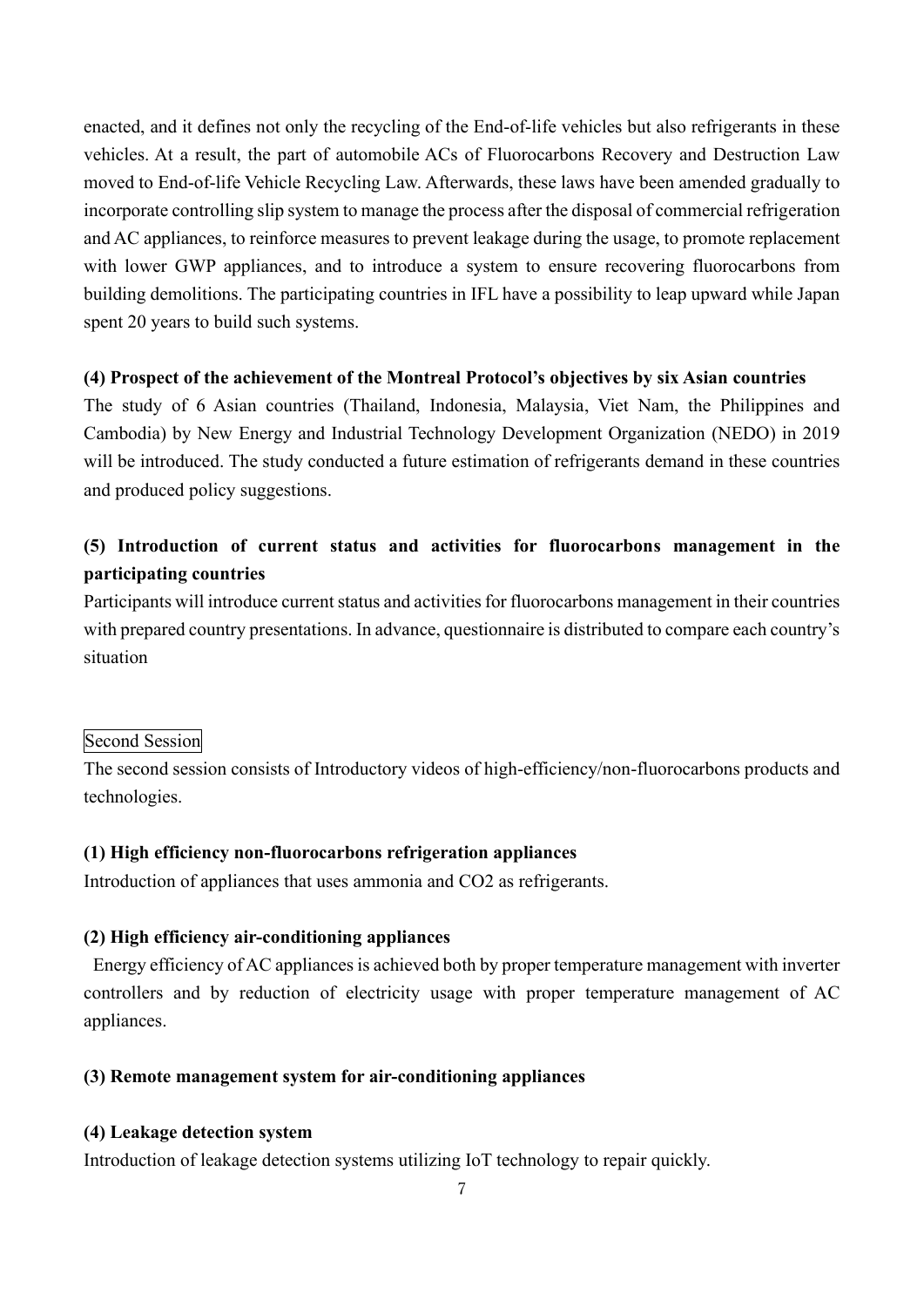enacted, and it defines not only the recycling of the End-of-life vehicles but also refrigerants in these vehicles. At a result, the part of automobile ACs of Fluorocarbons Recovery and Destruction Law moved to End-of-life Vehicle Recycling Law. Afterwards, these laws have been amended gradually to incorporate controlling slip system to manage the process after the disposal of commercial refrigeration and AC appliances, to reinforce measures to prevent leakage during the usage, to promote replacement with lower GWP appliances, and to introduce a system to ensure recovering fluorocarbons from building demolitions. The participating countries in IFL have a possibility to leap upward while Japan spent 20 years to build such systems.

**(4) Prospect of the achievement of the Montreal Protocol's objectives by six Asian countries**

The study of 6 Asian countries (Thailand, Indonesia, Malaysia, Viet Nam, the Philippines and Cambodia) by New Energy and Industrial Technology Development Organization (NEDO) in 2019 will be introduced. The study conducted a future estimation of refrigerants demand in these countries and produced policy suggestions.

**(5) Introduction of current status and activities for fluorocarbons management in the participating countries**

Participants will introduce current status and activities for fluorocarbons management in their countries with prepared country presentations. In advance, questionnaire is distributed to compare each country's situation

Second Session

The second session consists of Introductory videos of high-efficiency/non-fluorocarbons products and technologies.

**(1) High efficiency non-fluorocarbons refrigeration appliances**

Introduction of appliances that uses ammonia and $CO_2$ as refrigerants.

**(2) High efficiency air-conditioning appliances**

Energy efficiency of AC appliances is achieved both by proper temperature management with inverter controllers and by reduction of electricity usage with proper temperature management of AC appliances.

**(3) Remote management system for air-conditioning appliances**

**(4) Leakage detection system**

Introduction of leakage detection systems utilizing IoT technology to repair quickly.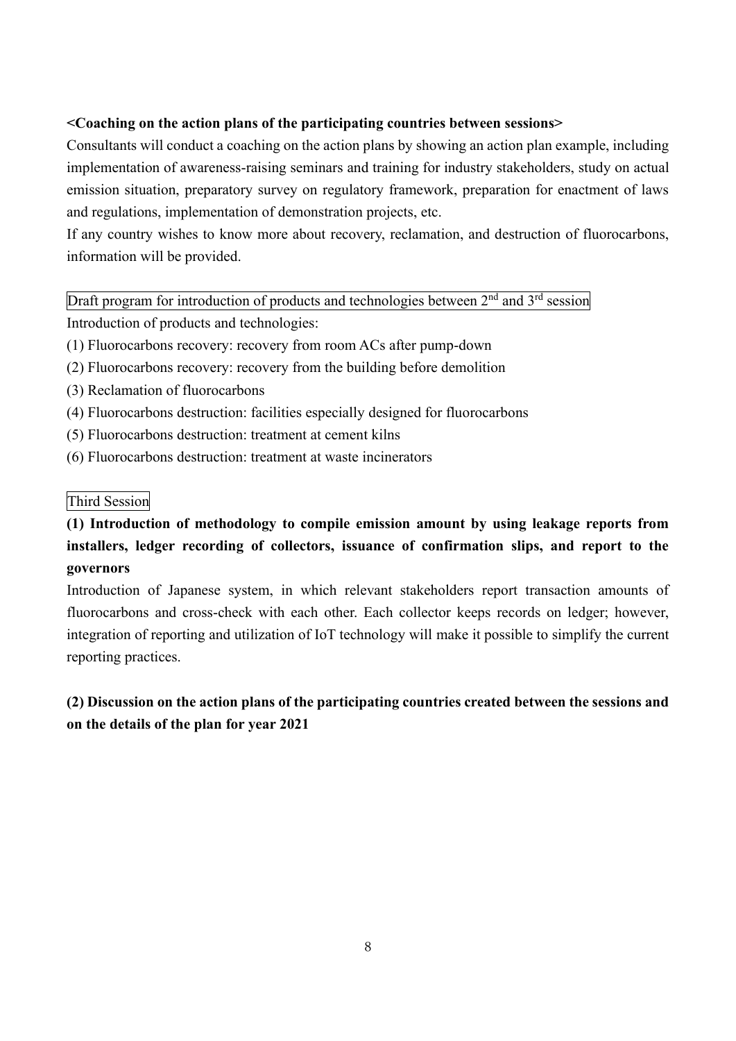**<Coaching on the action plans of the participating countries between sessions>**

Consultants will conduct a coaching on the action plans by showing an action plan example, including implementation of awareness-raising seminars and training for industry stakeholders, study on actual emission situation, preparatory survey on regulatory framework, preparation for enactment of laws and regulations, implementation of demonstration projects, etc.

If any country wishes to know more about recovery, reclamation, and destruction of fluorocarbons, information will be provided.

Draft program for introduction of products and technologies between 2nd and 3rd session

Introduction of products and technologies:

(1) Fluorocarbons recovery: recovery from room ACs after pump-down

(2) Fluorocarbons recovery: recovery from the building before demolition

(3) Reclamation of fluorocarbons

(4) Fluorocarbons destruction: facilities especially designed for fluorocarbons

(5) Fluorocarbons destruction: treatment at cement kilns

(6) Fluorocarbons destruction: treatment at waste incinerators

Third Session

**(1) Introduction of methodology to compile emission amount by using leakage reports from installers, ledger recording of collectors, issuance of confirmation slips, and report to the governors**

Introduction of Japanese system, in which relevant stakeholders report transaction amounts of fluorocarbons and cross-check with each other. Each collector keeps records on ledger; however, integration of reporting and utilization of IoT technology will make it possible to simplify the current reporting practices.

**(2) Discussion on the action plans of the participating countries created between the sessions and on the details of the plan for year 2021**